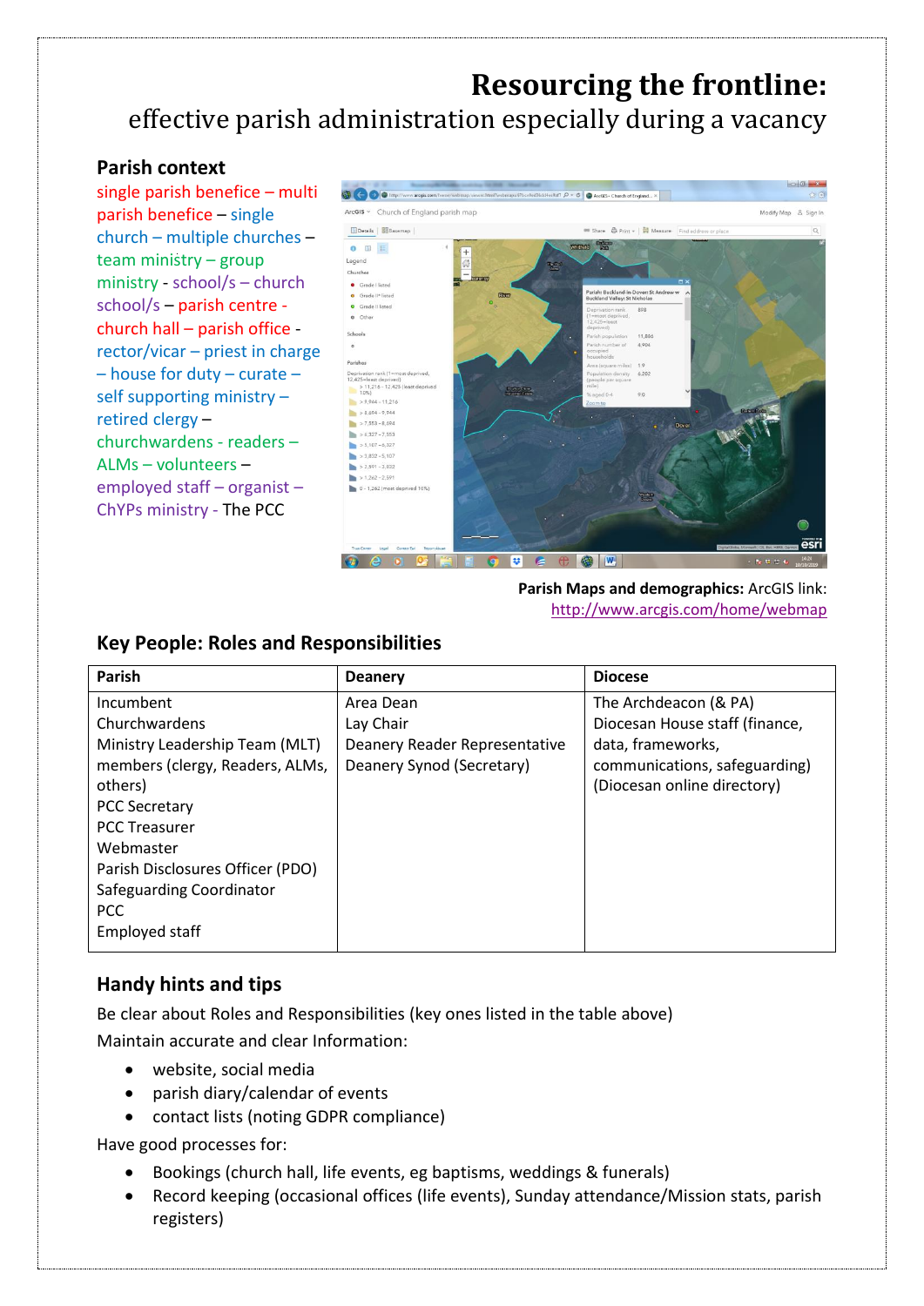# Resourcing the frontline:

effective parish administration especially during a vacancy

### Parish context

single parish benefice – multi parish benefice – single church – multiple churches – team ministry – group ministry - school/s – church school/s – parish centre - church hall – parish office - rector/vicar – priest in charge – house for duty – curate – self supporting ministry – retired clergy – churchwardens - readers – ALMs – volunteers – employed staff – organist – ChYPs ministry - The PCC

**Parish Maps and demographics:** ArcGIS link: http://www.arcgis.com/home/webmap

### Key People: Roles and Responsibilities

| Parish | Deanery | Diocese |
|---|---|---|
| Incumbent<br>Churchwardens<br>Ministry Leadership Team (MLT) members (clergy, Readers, ALMs, others)<br>PCC Secretary<br>PCC Treasurer<br>Webmaster<br>Parish Disclosures Officer (PDO)<br>Safeguarding Coordinator<br>PCC<br>Employed staff | Area Dean<br>Lay Chair<br>Deanery Reader Representative<br>Deanery Synod (Secretary) | The Archdeacon (& PA)<br>Diocesan House staff (finance, data, frameworks, communications, safeguarding)<br>(Diocesan online directory) |

### Handy hints and tips

Be clear about Roles and Responsibilities (key ones listed in the table above)

Maintain accurate and clear Information:

- website, social media
- parish diary/calendar of events
- contact lists (noting GDPR compliance)

Have good processes for:

- Bookings (church hall, life events, eg baptisms, weddings & funerals)
- Record keeping (occasional offices (life events), Sunday attendance/Mission stats, parish registers)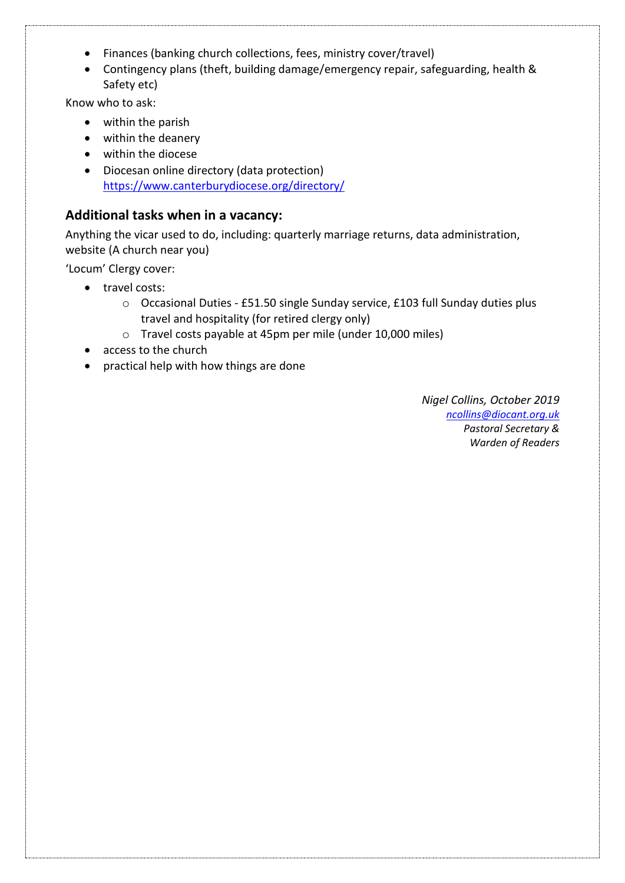- Finances (banking church collections, fees, ministry cover/travel)
- Contingency plans (theft, building damage/emergency repair, safeguarding, health & Safety etc)

Know who to ask:

- within the parish
- within the deanery
- within the diocese
- Diocesan online directory (data protection) https://www.canterburydiocese.org/directory/

## Additional tasks when in a vacancy:

Anything the vicar used to do, including: quarterly marriage returns, data administration, website (A church near you)

'Locum' Clergy cover:

- travel costs:
  - Occasional Duties - £51.50 single Sunday service, £103 full Sunday duties plus travel and hospitality (for retired clergy only)
  - Travel costs payable at 45pm per mile (under 10,000 miles)
- access to the church
- practical help with how things are done

*Nigel Collins, October 2019*
*ncollins@diocant.org.uk*
*Pastoral Secretary &*
*Warden of Readers*